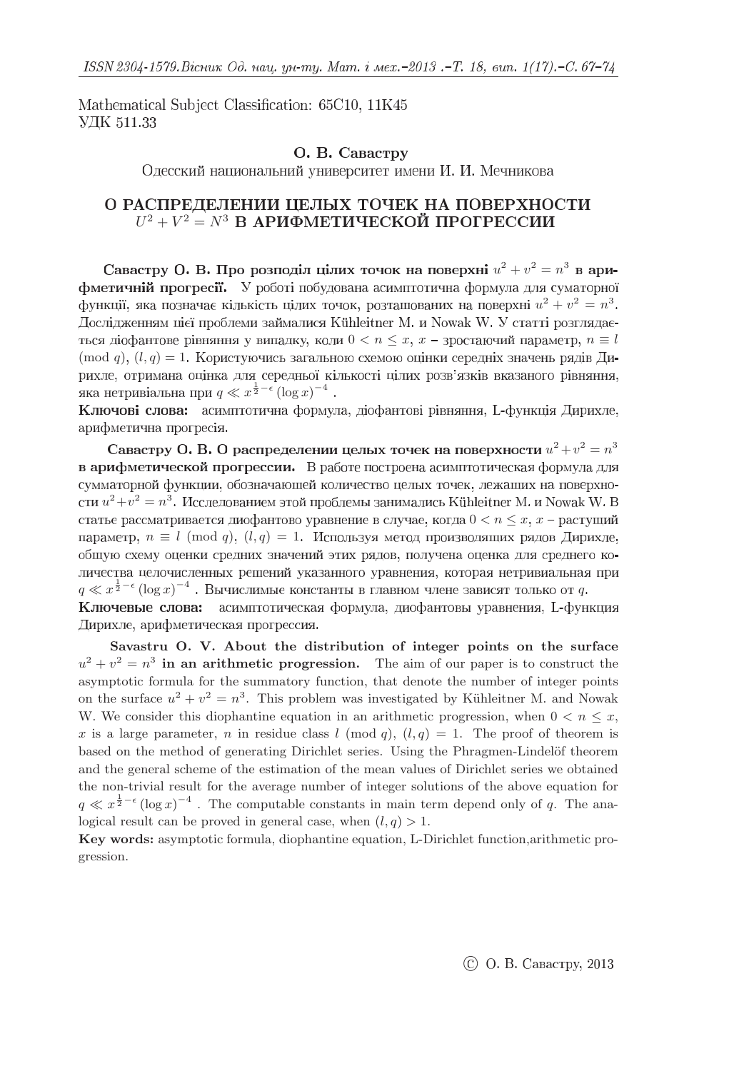Mathematical Subject Classification: 65C10, 11K45
УДК 511.33

**О. В. Савастру**

Одесский национальний университет имени И. И. Мечникова

# О РАСПРЕДЕЛЕНИИ ЦЕЛЫХ ТОЧЕК НА ПОВЕРХНОСТИ $U^2 + V^2 = N^3$ В АРИФМЕТИЧЕСКОЙ ПРОГРЕССИИ

**Савастру О. В. Про розподіл цілих точок на поверхні $u^2 + v^2 = n^3$ в арифметичній прогресії.** У роботі побудована асимптотична формула для суматорної функції, яка позначає кількість цілих точок, розташованих на поверхні $u^2 + v^2 = n^3$. Дослідженням цієї проблеми займалися Kühleitner M. и Nowak W. У статті розглядається діофантове рівняння у випадку, коли $0 < n \leq x$, $x$ – зростаючий параметр, $n \equiv l \pmod q$, $(l, q) = 1$. Користуючись загальною схемою оцінки середніх значень рядів Дирихле, отримана оцінка для середньої кількості цілих розв'язків вказаного рівняння, яка нетривіальна при $q \ll x^{\frac{1}{2}-\epsilon} (\log x)^{-4}$ .

**Ключові слова:** асимптотична формула, діофантові рівняння, L-функція Дирихле, арифметична прогресія.

**Савастру О. В. О распределении целых точек на поверхности $u^2 + v^2 = n^3$ в арифметической прогрессии.** В работе построена асимптотическая формула для сумматорной функции, обозначающей количество целых точек, лежащих на поверхности $u^2 + v^2 = n^3$. Исследованием этой проблемы занимались Kühleitner M. и Nowak W. В статье рассматривается диофантово уравнение в случае, когда $0 < n \leq x$, $x$ – растущий параметр, $n \equiv l \pmod q$, $(l, q) = 1$. Используя метод производящих рядов Дирихле, общую схему оценки средних значений этих рядов, получена оценка для среднего количества целочисленных решений указанного уравнения, которая нетривиальная при $q \ll x^{\frac{1}{2}-\epsilon} (\log x)^{-4}$ . Вычислимые константы в главном члене зависят только от $q$.

**Ключевые слова:** асимптотическая формула, диофантовы уравнения, L-функция Дирихле, арифметическая прогрессия.

**Savastru O. V. About the distribution of integer points on the surface $u^2 + v^2 = n^3$ in an arithmetic progression.** The aim of our paper is to construct the asymptotic formula for the summatory function, that denote the number of integer points on the surface $u^2 + v^2 = n^3$. This problem was investigated by Kühleitner M. and Nowak W. We consider this diophantine equation in an arithmetic progression, when $0 < n \leq x$, $x$ is a large parameter, $n$ in residue class $l \pmod q$, $(l, q) = 1$. The proof of theorem is based on the method of generating Dirichlet series. Using the Phragmen-Lindelöf theorem and the general scheme of the estimation of the mean values of Dirichlet series we obtained the non-trivial result for the average number of integer solutions of the above equation for $q \ll x^{\frac{1}{2}-\epsilon} (\log x)^{-4}$ . The computable constants in main term depend only of $q$. The analogical result can be proved in general case, when $(l, q) > 1$.

**Key words:** asymptotic formula, diophantine equation, L-Dirichlet function,arithmetic progression.

© О. В. Савастру, 2013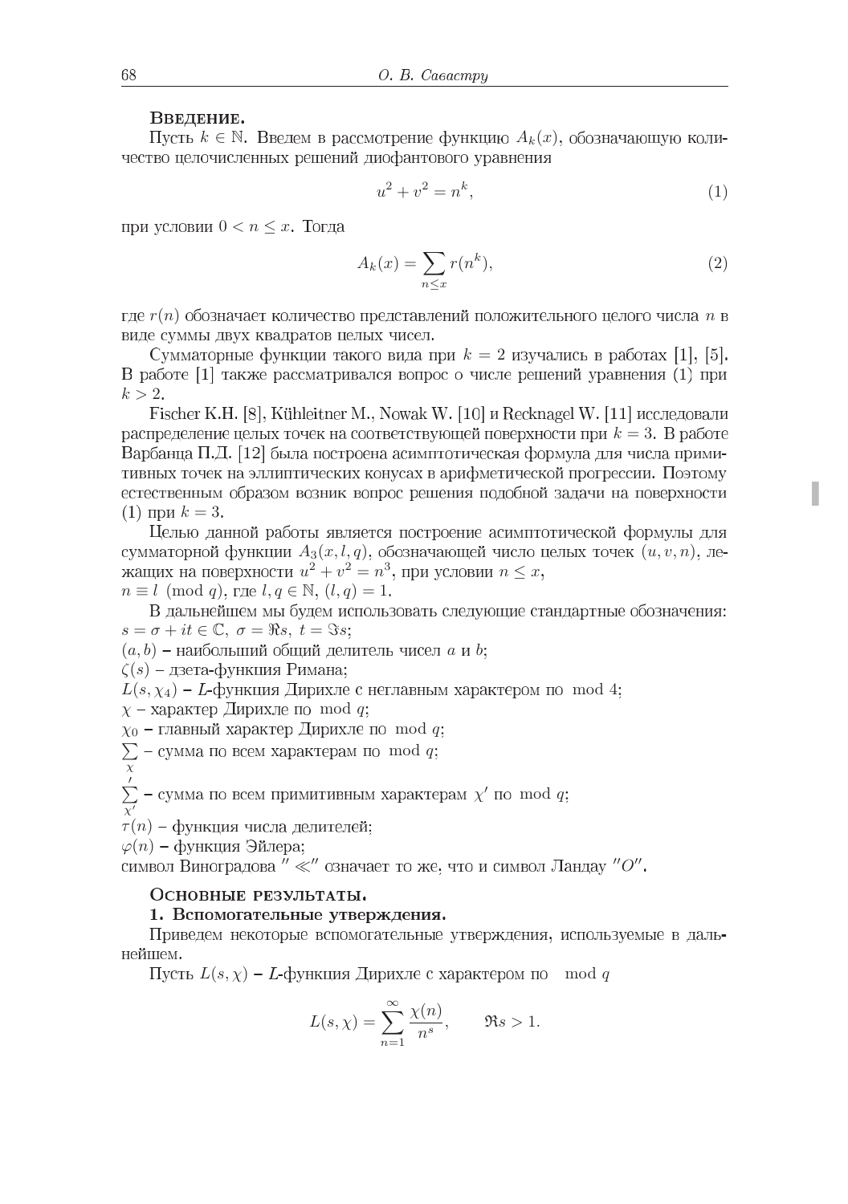**Введение.**

Пусть $k \in \mathbb{N}$. Введем в рассмотрение функцию $A_k(x)$, обозначающую количество целочисленных решений диофантового уравнения

$$u^2 + v^2 = n^k, \tag{1}$$

при условии $0 < n \leq x$. Тогда

$$A_k(x) = \sum_{n \leq x} r(n^k), \tag{2}$$

где $r(n)$ обозначает количество представлений положительного целого числа $n$ в виде суммы двух квадратов целых чисел.

Сумматорные функции такого вида при $k = 2$ изучались в работах [1], [5]. В работе [1] также рассматривался вопрос о числе решений уравнения (1) при $k > 2$.

Fischer K.H. [8], Kühleitner M., Nowak W. [10] и Recknagel W. [11] исследовали распределение целых точек на соответствующей поверхности при $k = 3$. В работе Варбанца П.Д. [12] была построена асимптотическая формула для числа примитивных точек на эллиптических конусах в арифметической прогрессии. Поэтому естественным образом возник вопрос решения подобной задачи на поверхности (1) при $k = 3$.

Целью данной работы является построение асимптотической формулы для сумматорной функции $A_3(x, l, q)$, обозначающей число целых точек $(u, v, n)$, лежащих на поверхности $u^2 + v^2 = n^3$, при условии $n \leq x$, $n \equiv l \pmod{q}$, где $l, q \in \mathbb{N}$, $(l, q) = 1$.

В дальнейшем мы будем использовать следующие стандартные обозначения:
$s = \sigma + it \in \mathbb{C}$, $\sigma = \Re s$, $t = \Im s$;
$(a, b)$ – наибольший общий делитель чисел $a$ и $b$;
$\zeta(s)$ – дзета-функция Римана;
$L(s, \chi_4)$ – $L$-функция Дирихле с неглавным характером по $\bmod 4$;
$\chi$ – характер Дирихле по $\bmod q$;
$\chi_0$ – главный характер Дирихле по $\bmod q$;
$\sum\limits_{\chi}$ – сумма по всем характерам по $\bmod q$;
$\sum\limits_{\chi'}'$ – сумма по всем примитивным характерам $\chi'$ по $\bmod q$;
$\tau(n)$ – функция числа делителей;
$\varphi(n)$ – функция Эйлера;
символ Виноградова $''\ll''$ означает то же, что и символ Ландау $''O''$.

**Основные результаты.**

**1. Вспомогательные утверждения.**

Приведем некоторые вспомогательные утверждения, используемые в дальнейшем.

Пусть $L(s, \chi)$ – $L$-функция Дирихле с характером по $\bmod q$

$$L(s, \chi) = \sum_{n=1}^{\infty} \frac{\chi(n)}{n^s}, \qquad \Re s > 1.$$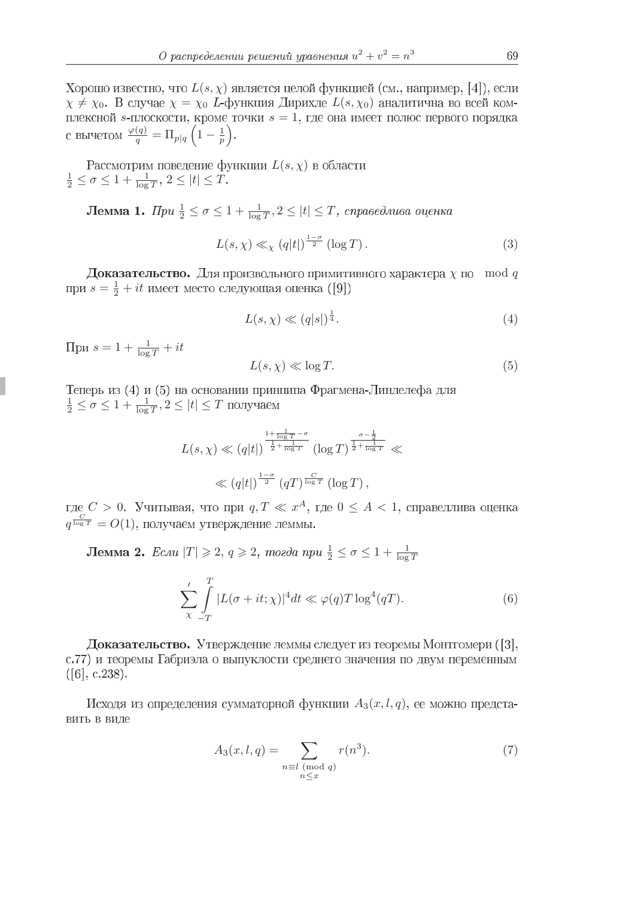Хорошо известно, что $L(s,\chi)$ является целой функцией (см., например, [4]), если $\chi \neq \chi_0$. В случае $\chi = \chi_0$ $L$-функция Дирихле $L(s,\chi_0)$ аналитична во всей комплексной $s$-плоскости, кроме точки $s=1$, где она имеет полюс первого порядка с вычетом $\frac{\varphi(q)}{q} = \Pi_{p|q}\left(1-\frac{1}{p}\right)$.

Рассмотрим поведение функции $L(s,\chi)$ в области $\frac{1}{2} \le \sigma \le 1+\frac{1}{\log T}$, $2 \le |t| \le T$.

**Лемма 1.** *При $\frac{1}{2} \le \sigma \le 1+\frac{1}{\log T}, 2 \le |t| \le T$, справедлива оценка*

$$L(s,\chi) \ll_{\chi} (q|t|)^{\frac{1-\sigma}{2}} (\log T). \tag{3}$$

**Доказательство.** Для произвольного примитивного характера $\chi$ по $\mod q$ при $s = \frac{1}{2}+it$ имеет место следующая оценка ([9])

$$L(s,\chi) \ll (q|s|)^{\frac{1}{4}}. \tag{4}$$

При $s = 1+\frac{1}{\log T}+it$

$$L(s,\chi) \ll \log T. \tag{5}$$

Теперь из (4) и (5) на основании принципа Фрагмена-Линделефа для $\frac{1}{2} \le \sigma \le 1+\frac{1}{\log T}, 2 \le |t| \le T$ получаем

$$L(s,\chi) \ll (q|t|)^{\frac{1+\frac{1}{\log T}-\sigma}{\frac{1}{2}+\frac{1}{\log T}}} (\log T)^{\frac{\sigma-\frac{1}{2}}{\frac{1}{2}+\frac{1}{\log T}}} \ll$$

$$\ll (q|t|)^{\frac{1-\sigma}{2}} (qT)^{\frac{C}{\log T}} (\log T),$$

где $C>0$. Учитывая, что при $q,T \ll x^A$, где $0 \le A < 1$, справедлива оценка $q^{\frac{C}{\log T}} = O(1)$, получаем утверждение леммы.

**Лемма 2.** *Если $|T| \geqslant 2$, $q \geqslant 2$, тогда при $\frac{1}{2} \le \sigma \le 1+\frac{1}{\log T}$*

$$\sum_{\chi}{}' \int_{-T}^{T} |L(\sigma+it;\chi)|^4 dt \ll \varphi(q) T \log^4(qT). \tag{6}$$

**Доказательство.** Утверждение леммы следует из теоремы Монтгомери ([3], с.77) и теоремы Габриэла о выпуклости среднего значения по двум переменным ([6], с.238).

Исходя из определения сумматорной функции $A_3(x,l,q)$, ее можно представить в виде

$$A_3(x,l,q) = \sum_{\substack{n \equiv l \pmod q \\ n \le x}} r(n^3). \tag{7}$$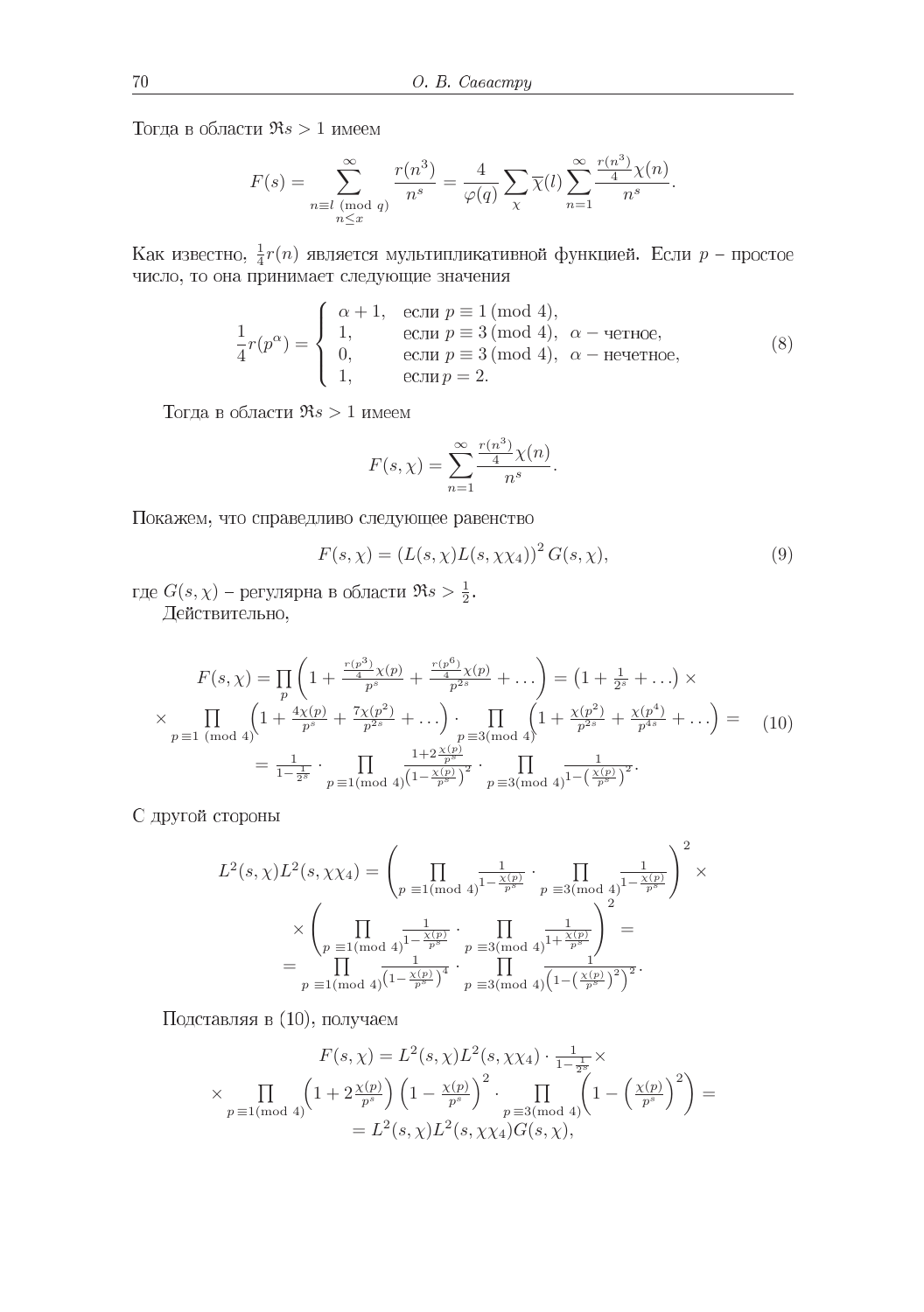Тогда в области $\Re s > 1$ имеем

$$F(s) = \sum_{\substack{n \equiv l \pmod q \\ n \le x}}^{\infty} \frac{r(n^3)}{n^s} = \frac{4}{\varphi(q)} \sum_{\chi} \overline{\chi}(l) \sum_{n=1}^{\infty} \frac{\frac{r(n^3)}{4}\chi(n)}{n^s}.$$

Как известно, $\frac{1}{4}r(n)$ является мультипликативной функцией. Если $p$ – простое число, то она принимает следующие значения

$$\frac{1}{4}r(p^\alpha) = \begin{cases} \alpha+1, & \text{если } p \equiv 1 \pmod 4, \\ 1, & \text{если } p \equiv 3 \pmod 4, \ \alpha - \text{четное}, \\ 0, & \text{если } p \equiv 3 \pmod 4, \ \alpha - \text{нечетное}, \\ 1, & \text{если } p = 2. \end{cases} \tag{8}$$

Тогда в области $\Re s > 1$ имеем

$$F(s,\chi) = \sum_{n=1}^{\infty} \frac{\frac{r(n^3)}{4}\chi(n)}{n^s}.$$

Покажем, что справедливо следующее равенство

$$F(s,\chi) = \left(L(s,\chi)L(s,\chi\chi_4)\right)^2 G(s,\chi), \tag{9}$$

где $G(s,\chi)$ – регулярна в области $\Re s > \frac{1}{2}$.

Действительно,

$$\begin{aligned} F(s,\chi) &= \prod_p \left(1 + \frac{\frac{r(p^3)}{4}\chi(p)}{p^s} + \frac{\frac{r(p^6)}{4}\chi(p)}{p^{2s}} + \ldots\right) = \left(1 + \tfrac{1}{2^s} + \ldots\right) \times \\ &\times \prod_{p \equiv 1 \pmod 4} \left(1 + \tfrac{4\chi(p)}{p^s} + \tfrac{7\chi(p^2)}{p^{2s}} + \ldots\right) \cdot \prod_{p \equiv 3 \pmod 4} \left(1 + \tfrac{\chi(p^2)}{p^{2s}} + \tfrac{\chi(p^4)}{p^{4s}} + \ldots\right) = \\ &= \frac{1}{1 - \frac{1}{2^s}} \cdot \prod_{p \equiv 1 \pmod 4} \frac{1 + 2\frac{\chi(p)}{p^s}}{\left(1 - \frac{\chi(p)}{p^s}\right)^2} \cdot \prod_{p \equiv 3 \pmod 4} \frac{1}{1 - \left(\frac{\chi(p)}{p^s}\right)^2}. \end{aligned} \tag{10}$$

С другой стороны

$$\begin{aligned} L^2(s,\chi)L^2(s,\chi\chi_4) &= \left(\prod_{p \equiv 1 \pmod 4} \frac{1}{1 - \frac{\chi(p)}{p^s}} \cdot \prod_{p \equiv 3 \pmod 4} \frac{1}{1 - \frac{\chi(p)}{p^s}}\right)^2 \times \\ &\times \left(\prod_{p \equiv 1 \pmod 4} \frac{1}{1 - \frac{\chi(p)}{p^s}} \cdot \prod_{p \equiv 3 \pmod 4} \frac{1}{1 + \frac{\chi(p)}{p^s}}\right)^2 = \\ &= \prod_{p \equiv 1 \pmod 4} \frac{1}{\left(1 - \frac{\chi(p)}{p^s}\right)^4} \cdot \prod_{p \equiv 3 \pmod 4} \frac{1}{\left(1 - \left(\frac{\chi(p)}{p^s}\right)^2\right)^2}. \end{aligned}$$

Подставляя в (10), получаем

$$\begin{aligned} F(s,\chi) &= L^2(s,\chi)L^2(s,\chi\chi_4) \cdot \frac{1}{1 - \frac{1}{2^s}} \times \\ &\times \prod_{p \equiv 1 \pmod 4} \left(1 + 2\frac{\chi(p)}{p^s}\right)\left(1 - \frac{\chi(p)}{p^s}\right)^2 \cdot \prod_{p \equiv 3 \pmod 4} \left(1 - \left(\frac{\chi(p)}{p^s}\right)^2\right) = \\ &= L^2(s,\chi)L^2(s,\chi\chi_4)G(s,\chi), \end{aligned}$$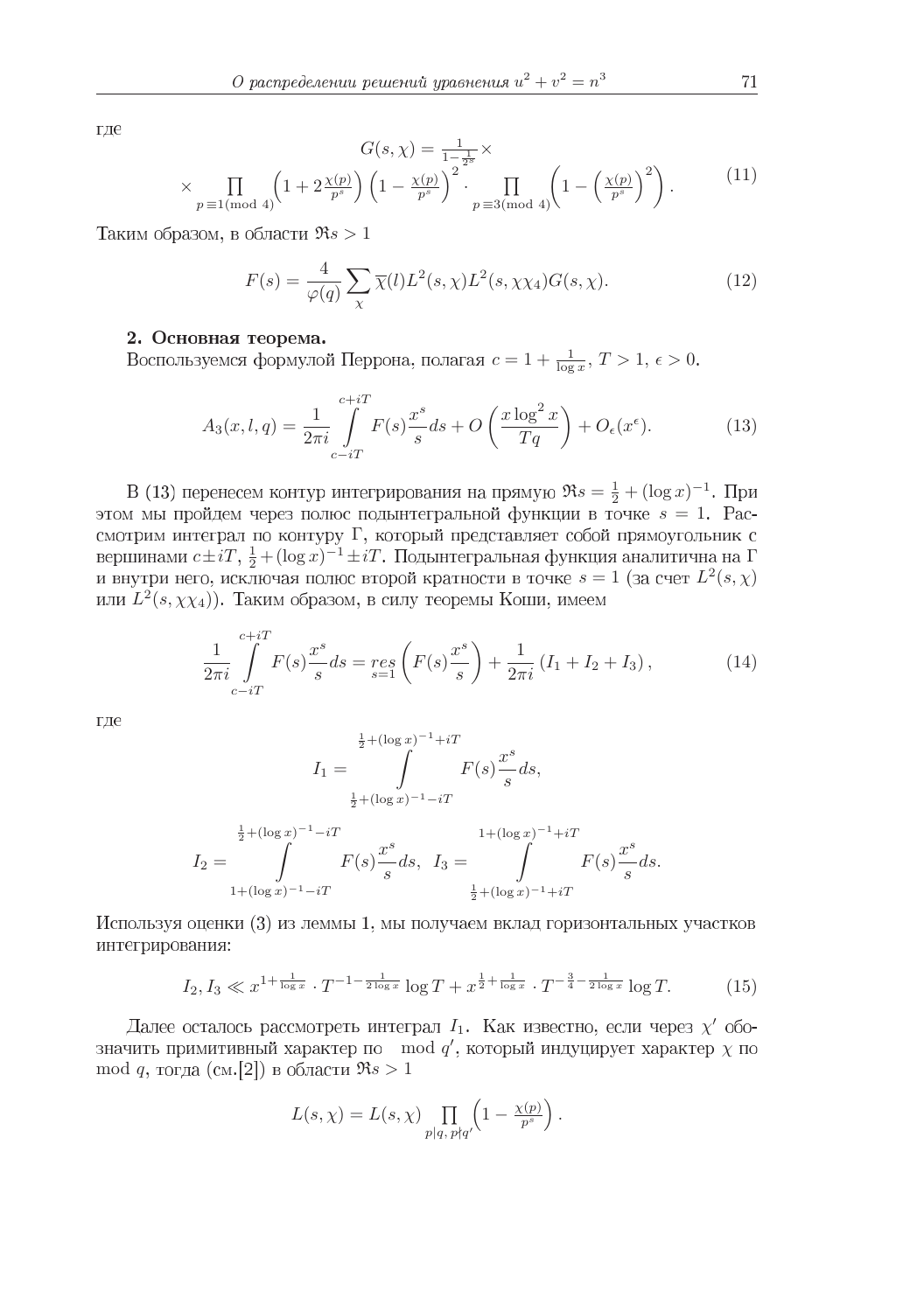где

$$G(s,\chi) = \frac{1}{1-\frac{1}{2^s}} \times$$
$$\times \prod_{p\equiv 1 (\mathrm{mod}\ 4)} \left(1 + 2\frac{\chi(p)}{p^s}\right) \left(1 - \frac{\chi(p)}{p^s}\right)^2 \cdot \prod_{p\equiv 3 (\mathrm{mod}\ 4)} \left(1 - \left(\frac{\chi(p)}{p^s}\right)^2\right). \tag{11}$$

Таким образом, в области $\Re s > 1$

$$F(s) = \frac{4}{\varphi(q)} \sum_{\chi} \overline{\chi}(l) L^2(s,\chi) L^2(s,\chi\chi_4) G(s,\chi). \tag{12}$$

**2. Основная теорема.**

Воспользуемся формулой Перрона, полагая $c = 1 + \frac{1}{\log x}$, $T > 1$, $\epsilon > 0$.

$$A_3(x,l,q) = \frac{1}{2\pi i} \int\limits_{c-iT}^{c+iT} F(s) \frac{x^s}{s} ds + O\left(\frac{x\log^2 x}{Tq}\right) + O_\epsilon(x^\epsilon). \tag{13}$$

В (13) перенесем контур интегрирования на прямую $\Re s = \frac{1}{2} + (\log x)^{-1}$. При этом мы пройдем через полюс подынтегральной функции в точке $s = 1$. Рассмотрим интеграл по контуру $\Gamma$, который представляет собой прямоугольник с вершинами $c \pm iT$, $\frac{1}{2} + (\log x)^{-1} \pm iT$. Подынтегральная функция аналитична на $\Gamma$ и внутри него, исключая полюс второй кратности в точке $s = 1$ (за счет $L^2(s,\chi)$ или $L^2(s,\chi\chi_4)$). Таким образом, в силу теоремы Коши, имеем

$$\frac{1}{2\pi i} \int\limits_{c-iT}^{c+iT} F(s) \frac{x^s}{s} ds = \underset{s=1}{res} \left(F(s)\frac{x^s}{s}\right) + \frac{1}{2\pi i}\left(I_1 + I_2 + I_3\right), \tag{14}$$

где

$$I_1 = \int\limits_{\frac{1}{2}+(\log x)^{-1}-iT}^{\frac{1}{2}+(\log x)^{-1}+iT} F(s) \frac{x^s}{s} ds,$$

$$I_2 = \int\limits_{1+(\log x)^{-1}-iT}^{\frac{1}{2}+(\log x)^{-1}-iT} F(s) \frac{x^s}{s} ds, \quad I_3 = \int\limits_{\frac{1}{2}+(\log x)^{-1}+iT}^{1+(\log x)^{-1}+iT} F(s) \frac{x^s}{s} ds.$$

Используя оценки (3) из леммы 1, мы получаем вклад горизонтальных участков интегрирования:

$$I_2, I_3 \ll x^{1+\frac{1}{\log x}} \cdot T^{-1-\frac{1}{2\log x}} \log T + x^{\frac{1}{2}+\frac{1}{\log x}} \cdot T^{-\frac{3}{4}-\frac{1}{2\log x}} \log T. \tag{15}$$

Далее осталось рассмотреть интеграл $I_1$. Как известно, если через $\chi'$ обозначить примитивный характер по $\mod q'$, который индуцирует характер $\chi$ по $\mod q$, тогда (см.[2]) в области $\Re s > 1$

$$L(s,\chi) = L(s,\chi) \prod_{p|q,\, p\nmid q'} \left(1 - \frac{\chi(p)}{p^s}\right).$$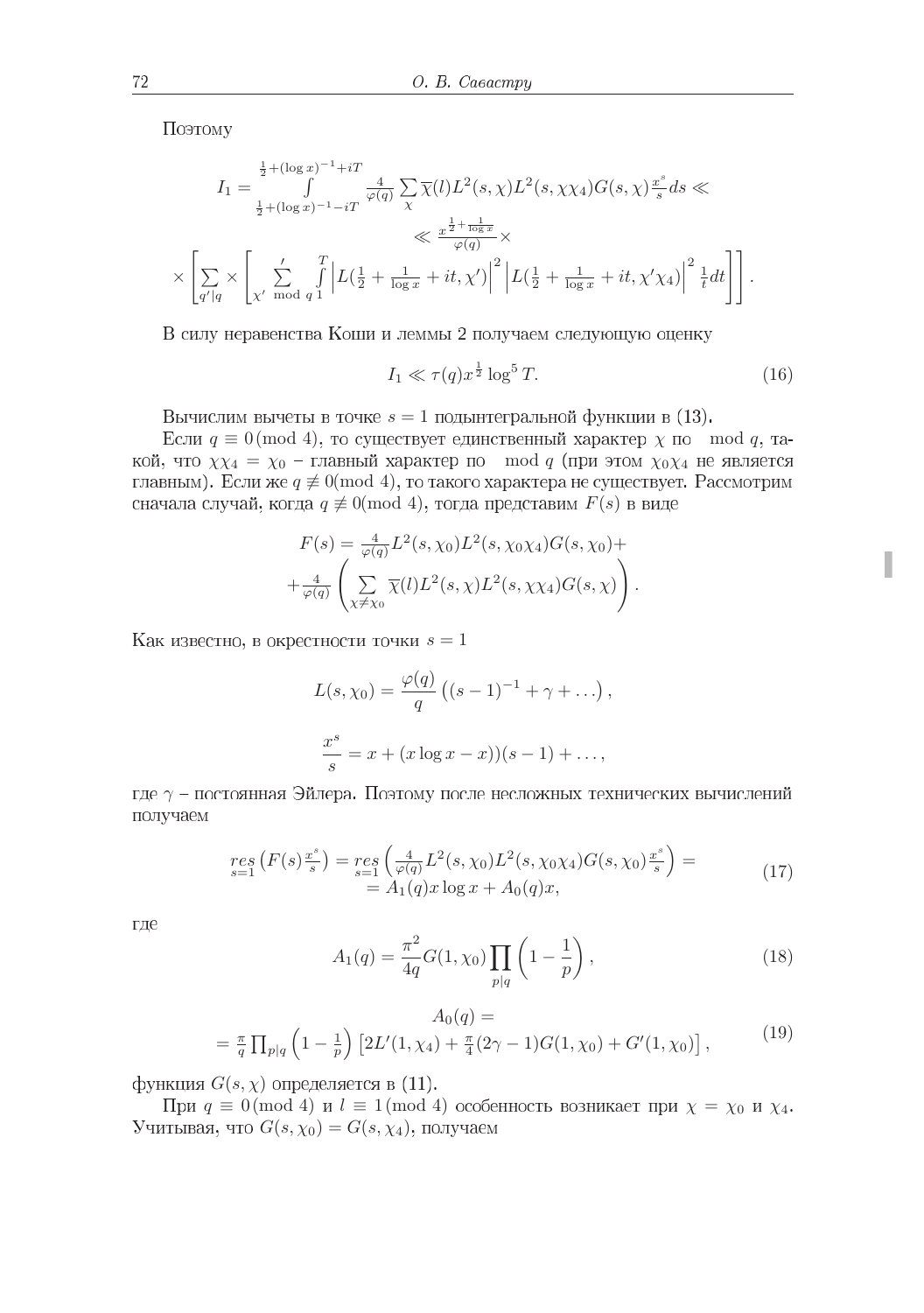Поэтому

$$I_1 = \int\limits_{\frac{1}{2}+(\log x)^{-1}-iT}^{\frac{1}{2}+(\log x)^{-1}+iT} \frac{4}{\varphi(q)} \sum_{\chi} \overline{\chi}(l) L^2(s,\chi) L^2(s,\chi\chi_4) G(s,\chi) \frac{x^s}{s} ds \ll$$

$$\ll \frac{x^{\frac{1}{2}+\frac{1}{\log x}}}{\varphi(q)} \times$$

$$\times \left[ \sum_{q'|q} \times \left[ \sum_{\chi' \mod q}{}' \int\limits_1^T \left| L(\tfrac{1}{2} + \tfrac{1}{\log x} + it, \chi') \right|^2 \left| L(\tfrac{1}{2} + \tfrac{1}{\log x} + it, \chi'\chi_4) \right|^2 \frac{1}{t} dt \right] \right].$$

В силу неравенства Коши и леммы 2 получаем следующую оценку

$$I_1 \ll \tau(q) x^{\frac{1}{2}} \log^5 T. \tag{16}$$

Вычислим вычеты в точке $s = 1$ подынтегральной функции в (13).

Если $q \equiv 0 \,(\mathrm{mod}\ 4)$, то существует единственный характер $\chi$ по $\mod q$, такой, что $\chi\chi_4 = \chi_0$ – главный характер по $\mod q$ (при этом $\chi_0\chi_4$ не является главным). Если же $q \not\equiv 0 (\mathrm{mod}\ 4)$, то такого характера не существует. Рассмотрим сначала случай, когда $q \not\equiv 0 (\mathrm{mod}\ 4)$, тогда представим $F(s)$ в виде

$$F(s) = \tfrac{4}{\varphi(q)} L^2(s,\chi_0) L^2(s,\chi_0\chi_4) G(s,\chi_0) +$$
$$+ \tfrac{4}{\varphi(q)} \left( \sum_{\chi \neq \chi_0} \overline{\chi}(l) L^2(s,\chi) L^2(s,\chi\chi_4) G(s,\chi) \right).$$

Как известно, в окрестности точки $s = 1$

$$L(s,\chi_0) = \frac{\varphi(q)}{q} \left( (s-1)^{-1} + \gamma + \ldots \right),$$

$$\frac{x^s}{s} = x + (x \log x - x))(s-1) + \ldots,$$

где $\gamma$ – постоянная Эйлера. Поэтому после несложных технических вычислений получаем

$$\begin{aligned} \underset{s=1}{res} \left( F(s) \tfrac{x^s}{s} \right) &= \underset{s=1}{res} \left( \tfrac{4}{\varphi(q)} L^2(s,\chi_0) L^2(s,\chi_0\chi_4) G(s,\chi_0) \tfrac{x^s}{s} \right) = \\ &= A_1(q) x \log x + A_0(q) x, \end{aligned} \tag{17}$$

где

$$A_1(q) = \frac{\pi^2}{4q} G(1,\chi_0) \prod_{p|q} \left( 1 - \frac{1}{p} \right), \tag{18}$$

$$\begin{aligned} &A_0(q) = \\ &= \tfrac{\pi}{q} \textstyle\prod_{p|q} \left( 1 - \tfrac{1}{p} \right) \left[ 2L'(1,\chi_4) + \tfrac{\pi}{4}(2\gamma - 1) G(1,\chi_0) + G'(1,\chi_0) \right], \end{aligned} \tag{19}$$

функция $G(s,\chi)$ определяется в (11).

При $q \equiv 0 \,(\mathrm{mod}\ 4)$ и $l \equiv 1 \,(\mathrm{mod}\ 4)$ особенность возникает при $\chi = \chi_0$ и $\chi_4$. Учитывая, что $G(s,\chi_0) = G(s,\chi_4)$, получаем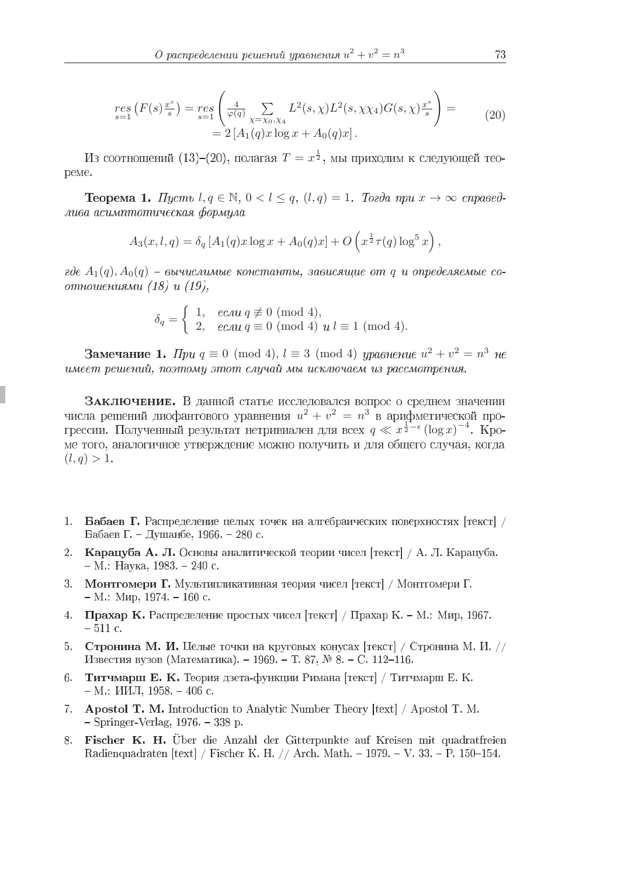$$\underset{s=1}{res}\left(F(s)\tfrac{x^s}{s}\right)=\underset{s=1}{res}\left(\tfrac{4}{\varphi(q)}\sum_{\chi=\chi_0,\chi_4}L^2(s,\chi)L^2(s,\chi\chi_4)G(s,\chi)\tfrac{x^s}{s}\right)= \\ =2\left[A_1(q)x\log x+A_0(q)x\right]. \tag{20}$$

Из соотношений (13)–(20), полагая $T=x^{\frac{1}{2}}$, мы приходим к следующей теореме.

**Теорема 1.** *Пусть $l,q\in\mathbb{N}$, $0<l\le q$, $(l,q)=1$. Тогда при $x\to\infty$ справедлива асимптотическая формула*

$$A_3(x,l,q)=\delta_q\left[A_1(q)x\log x+A_0(q)x\right]+O\left(x^{\frac{1}{2}}\tau(q)\log^5 x\right),$$

*где $A_1(q),A_0(q)$ – вычислимые константы, зависящие от $q$ и определяемые соотношениями (18) и (19),*

$$\delta_q=\begin{cases}1, & \text{если } q\not\equiv 0 \pmod 4,\\ 2, & \text{если } q\equiv 0 \pmod 4 \text{ и } l\equiv 1 \pmod 4.\end{cases}$$

**Замечание 1.** *При $q\equiv 0 \pmod 4$, $l\equiv 3 \pmod 4$ уравнение $u^2+v^2=n^3$ не имеет решений, поэтому этот случай мы исключаем из рассмотрения.*

**Заключение.** В данной статье исследовался вопрос о среднем значении числа решений диофантового уравнения $u^2+v^2=n^3$ в арифметической прогрессии. Полученный результат нетривиален для всех $q\ll x^{\frac{1}{2}-\epsilon}(\log x)^{-4}$. Кроме того, аналогичное утверждение можно получить и для общего случая, когда $(l,q)>1$.

1. **Бабаев Г.** Распределение целых точек на алгебраических поверхностях [текст] / Бабаев Г. – Душанбе, 1966. – 280 с.
2. **Карацуба А. Л.** Основы аналитической теории чисел [текст] / А. Л. Карацуба. – М.: Наука, 1983. – 240 с.
3. **Монтгомери Г.** Мультипликативная теория чисел [текст] / Монтгомери Г. – М.: Мир, 1974. – 160 с.
4. **Прахар К.** Распределение простых чисел [текст] / Прахар К. – М.: Мир, 1967. – 511 с.
5. **Стронина М. И.** Целые точки на круговых конусах [текст] / Стронина М. И. // Известия вузов (Математика). – 1969. – Т. 87, № 8. – С. 112–116.
6. **Титчмарш Е. К.** Теория дзета-функции Римана [текст] / Титчмарш Е. К. – М.: ИИЛ, 1958. – 406 с.
7. **Apostol T. M.** Introduction to Analytic Number Theory [text] / Apostol T. M. – Springer-Verlag, 1976. – 338 p.
8. **Fischer K. H.** Über die Anzahl der Gitterpunkte auf Kreisen mit quadratfreien Radienquadraten [text] / Fischer K. H. // Arch. Math. – 1979. – V. 33. – P. 150–154.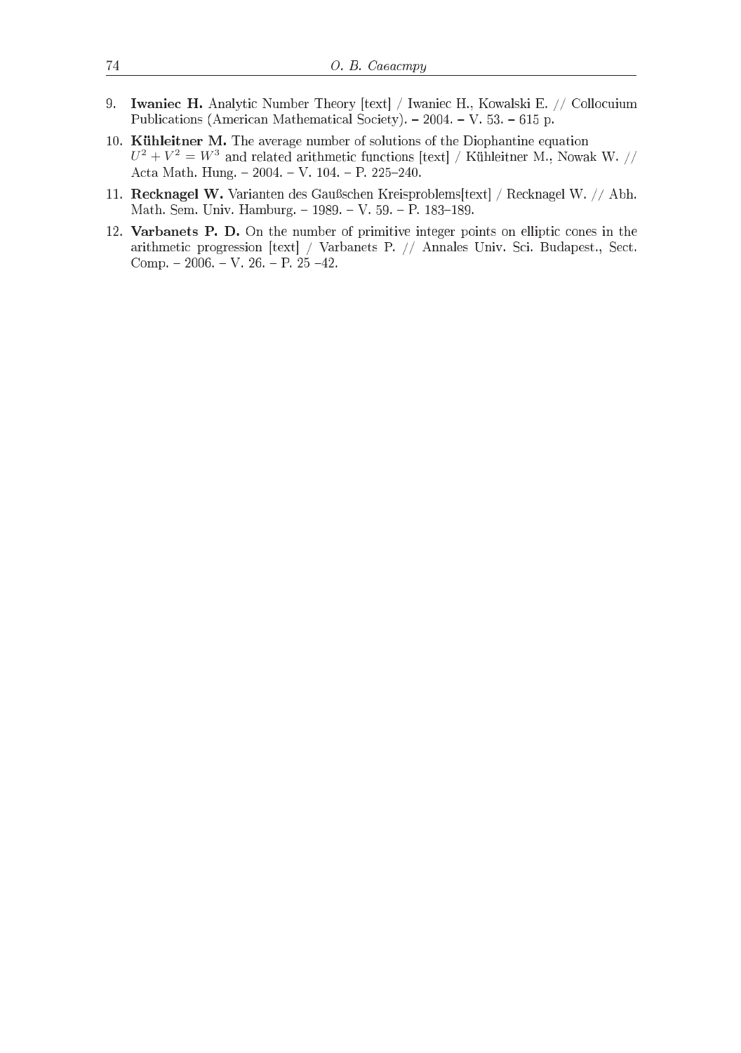9. **Iwaniec H.** Analytic Number Theory [text] / Iwaniec H., Kowalski E. // Collocuium Publications (American Mathematical Society). – 2004. – V. 53. – 615 p.
10. **Kühleitner M.** The average number of solutions of the Diophantine equation $U^2 + V^2 = W^3$ and related arithmetic functions [text] / Kühleitner M., Nowak W. // Acta Math. Hung. – 2004. – V. 104. – P. 225–240.
11. **Recknagel W.** Varianten des Gaußschen Kreisproblems[text] / Recknagel W. // Abh. Math. Sem. Univ. Hamburg. – 1989. – V. 59. – P. 183–189.
12. **Varbanets P. D.** On the number of primitive integer points on elliptic cones in the arithmetic progression [text] / Varbanets P. // Annales Univ. Sci. Budapest., Sect. Comp. – 2006. – V. 26. – P. 25 –42.